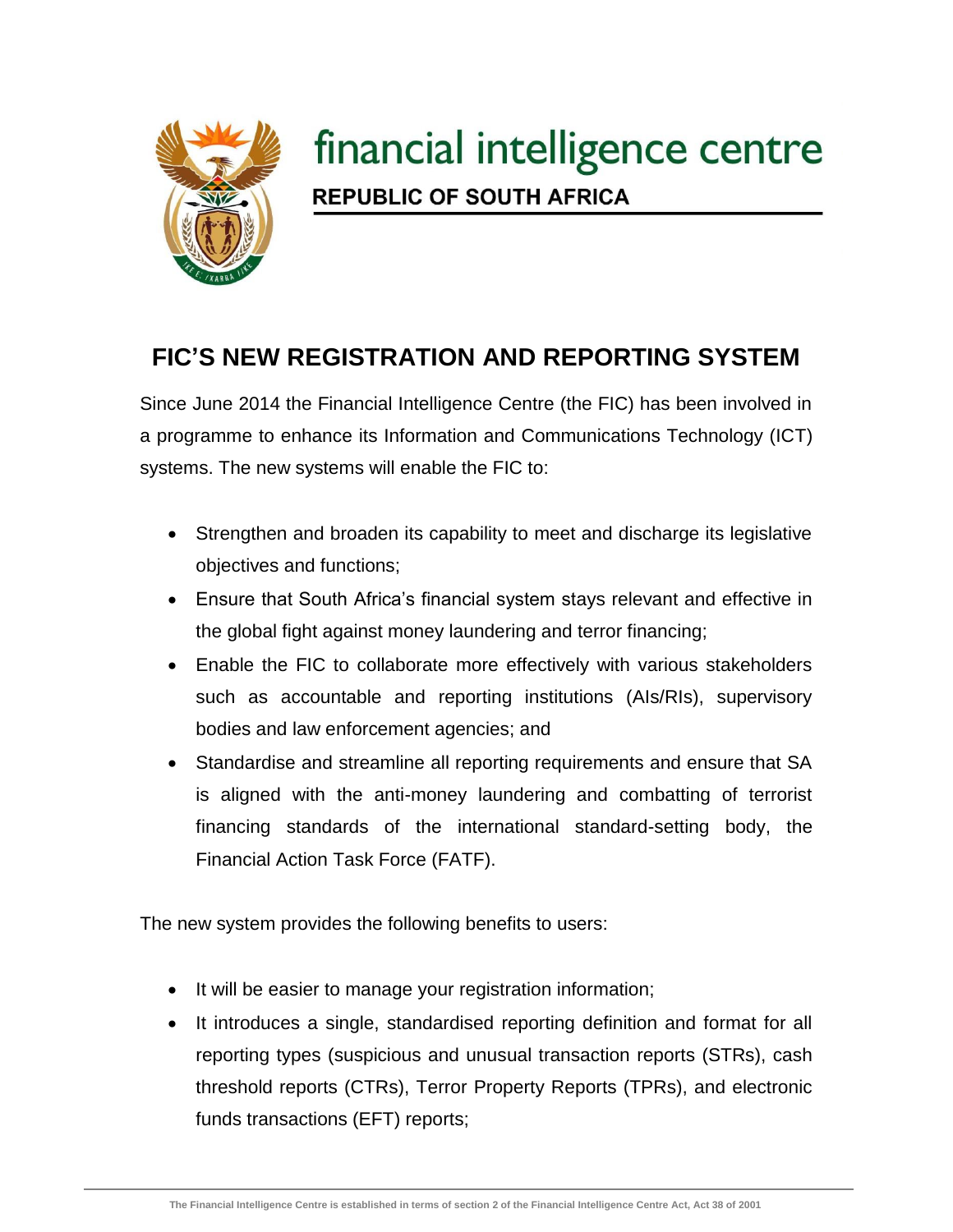financial intelligence centre

REPUBLIC OF SOUTH AFRICA

# FIC'S NEW REGISTRATION AND REPORTING SYSTEM

Since June 2014 the Financial Intelligence Centre (the FIC) has been involved in a programme to enhance its Information and Communications Technology (ICT) systems. The new systems will enable the FIC to:

- Strengthen and broaden its capability to meet and discharge its legislative objectives and functions;
- Ensure that South Africa's financial system stays relevant and effective in the global fight against money laundering and terror financing;
- Enable the FIC to collaborate more effectively with various stakeholders such as accountable and reporting institutions (AIs/RIs), supervisory bodies and law enforcement agencies; and
- Standardise and streamline all reporting requirements and ensure that SA is aligned with the anti-money laundering and combatting of terrorist financing standards of the international standard-setting body, the Financial Action Task Force (FATF).

The new system provides the following benefits to users:

- It will be easier to manage your registration information;
- It introduces a single, standardised reporting definition and format for all reporting types (suspicious and unusual transaction reports (STRs), cash threshold reports (CTRs), Terror Property Reports (TPRs), and electronic funds transactions (EFT) reports;

The Financial Intelligence Centre is established in terms of section 2 of the Financial Intelligence Centre Act, Act 38 of 2001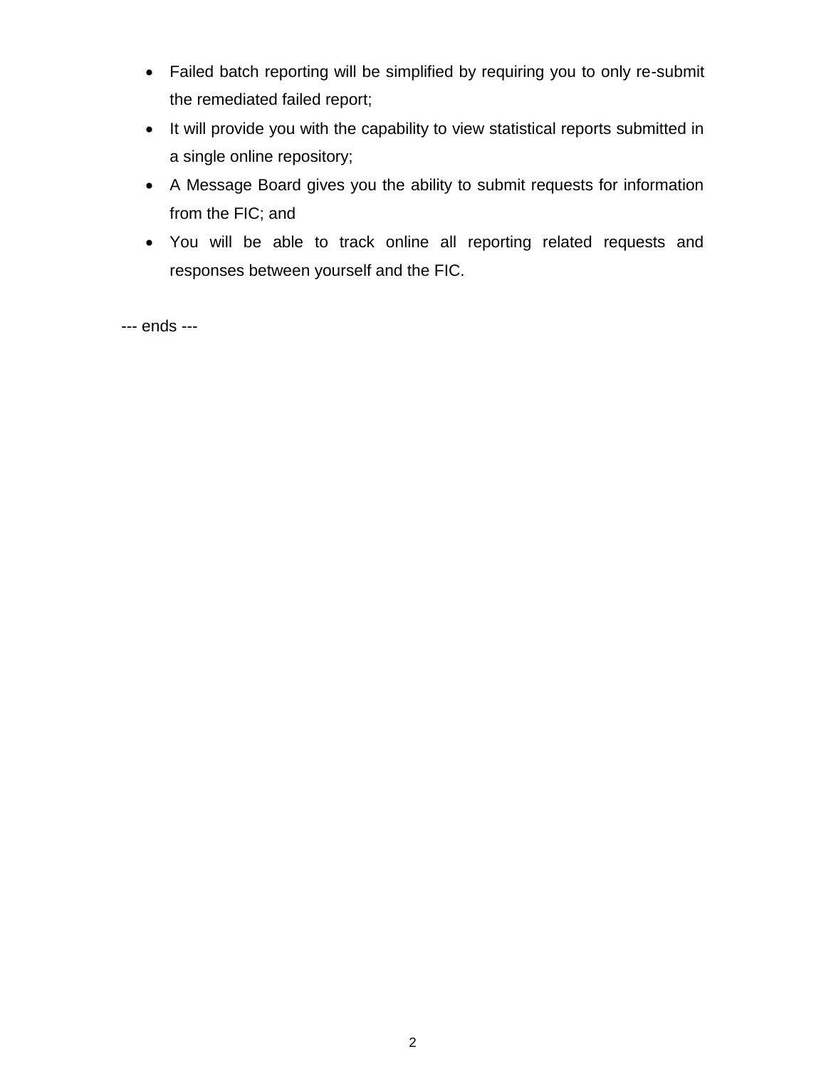- Failed batch reporting will be simplified by requiring you to only re-submit the remediated failed report;
- It will provide you with the capability to view statistical reports submitted in a single online repository;
- A Message Board gives you the ability to submit requests for information from the FIC; and
- You will be able to track online all reporting related requests and responses between yourself and the FIC.

--- ends ---